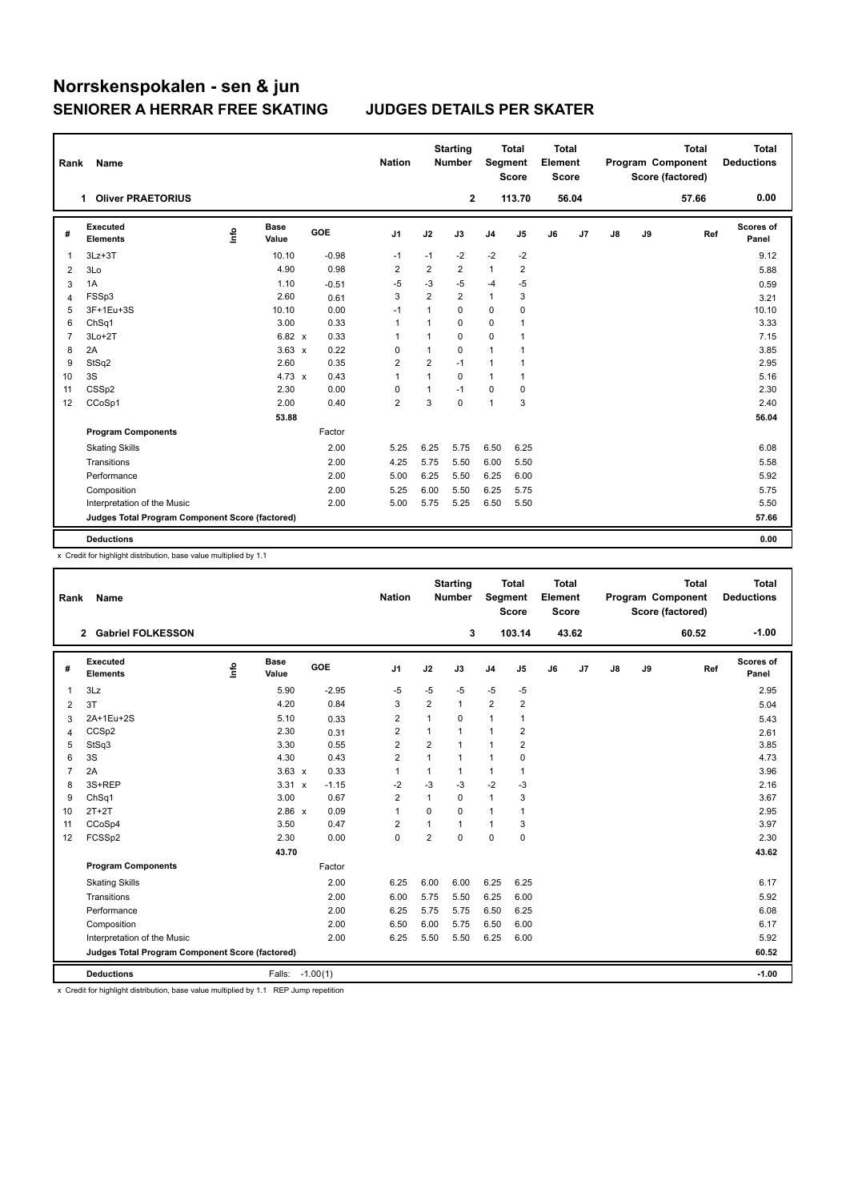# Norrskenspokalen - sen & jun

## SENIORER A HERRAR FREE SKATING — JUDGES DETAILS PER SKATER

| Rank | Name | Nation | Starting Number | Total Segment Score | Total Element Score | Total Program Component Score (factored) | Total Deductions |
|---|---|---|---|---|---|---|---|
| 1 | Oliver PRAETORIUS | | 2 | 113.70 | 56.04 | 57.66 | 0.00 |

| # | Executed Elements | Info | Base Value | | GOE | J1 | J2 | J3 | J4 | J5 | J6 | J7 | J8 | J9 | Ref | Scores of Panel |
|---|---|---|---|---|---|---|---|---|---|---|---|---|---|---|---|---|
| 1 | 3Lz+3T | | 10.10 | | -0.98 | -1 | -1 | -2 | -2 | -2 | | | | | | 9.12 |
| 2 | 3Lo | | 4.90 | | 0.98 | 2 | 2 | 2 | 1 | 2 | | | | | | 5.88 |
| 3 | 1A | | 1.10 | | -0.51 | -5 | -3 | -5 | -4 | -5 | | | | | | 0.59 |
| 4 | FSSp3 | | 2.60 | | 0.61 | 3 | 2 | 2 | 1 | 3 | | | | | | 3.21 |
| 5 | 3F+1Eu+3S | | 10.10 | | 0.00 | -1 | 1 | 0 | 0 | 0 | | | | | | 10.10 |
| 6 | ChSq1 | | 3.00 | | 0.33 | 1 | 1 | 0 | 0 | 1 | | | | | | 3.33 |
| 7 | 3Lo+2T | | 6.82 | x | 0.33 | 1 | 1 | 0 | 0 | 1 | | | | | | 7.15 |
| 8 | 2A | | 3.63 | x | 0.22 | 0 | 1 | 0 | 1 | 1 | | | | | | 3.85 |
| 9 | StSq2 | | 2.60 | | 0.35 | 2 | 2 | -1 | 1 | 1 | | | | | | 2.95 |
| 10 | 3S | | 4.73 | x | 0.43 | 1 | 1 | 0 | 1 | 1 | | | | | | 5.16 |
| 11 | CSSp2 | | 2.30 | | 0.00 | 0 | 1 | -1 | 0 | 0 | | | | | | 2.30 |
| 12 | CCoSp1 | | 2.00 | | 0.40 | 2 | 3 | 0 | 1 | 3 | | | | | | 2.40 |
| | | | 53.88 | | | | | | | | | | | | | 56.04 |
| | **Program Components** | | | | Factor | | | | | | | | | | | |
| | Skating Skills | | | | 2.00 | 5.25 | 6.25 | 5.75 | 6.50 | 6.25 | | | | | | 6.08 |
| | Transitions | | | | 2.00 | 4.25 | 5.75 | 5.50 | 6.00 | 5.50 | | | | | | 5.58 |
| | Performance | | | | 2.00 | 5.00 | 6.25 | 5.50 | 6.25 | 6.00 | | | | | | 5.92 |
| | Composition | | | | 2.00 | 5.25 | 6.00 | 5.50 | 6.25 | 5.75 | | | | | | 5.75 |
| | Interpretation of the Music | | | | 2.00 | 5.00 | 5.75 | 5.25 | 6.50 | 5.50 | | | | | | 5.50 |
| | **Judges Total Program Component Score (factored)** | | | | | | | | | | | | | | | 57.66 |
| | **Deductions** | | | | | | | | | | | | | | | 0.00 |

x Credit for highlight distribution, base value multiplied by 1.1

| Rank | Name | Nation | Starting Number | Total Segment Score | Total Element Score | Total Program Component Score (factored) | Total Deductions |
|---|---|---|---|---|---|---|---|
| 2 | Gabriel FOLKESSON | | 3 | 103.14 | 43.62 | 60.52 | -1.00 |

| # | Executed Elements | Info | Base Value | | GOE | J1 | J2 | J3 | J4 | J5 | J6 | J7 | J8 | J9 | Ref | Scores of Panel |
|---|---|---|---|---|---|---|---|---|---|---|---|---|---|---|---|---|
| 1 | 3Lz | | 5.90 | | -2.95 | -5 | -5 | -5 | -5 | -5 | | | | | | 2.95 |
| 2 | 3T | | 4.20 | | 0.84 | 3 | 2 | 1 | 2 | 2 | | | | | | 5.04 |
| 3 | 2A+1Eu+2S | | 5.10 | | 0.33 | 2 | 1 | 0 | 1 | 1 | | | | | | 5.43 |
| 4 | CCSp2 | | 2.30 | | 0.31 | 2 | 1 | 1 | 1 | 2 | | | | | | 2.61 |
| 5 | StSq3 | | 3.30 | | 0.55 | 2 | 2 | 1 | 1 | 2 | | | | | | 3.85 |
| 6 | 3S | | 4.30 | | 0.43 | 2 | 1 | 1 | 1 | 0 | | | | | | 4.73 |
| 7 | 2A | | 3.63 | x | 0.33 | 1 | 1 | 1 | 1 | 1 | | | | | | 3.96 |
| 8 | 3S+REP | | 3.31 | x | -1.15 | -2 | -3 | -3 | -2 | -3 | | | | | | 2.16 |
| 9 | ChSq1 | | 3.00 | | 0.67 | 2 | 1 | 0 | 1 | 3 | | | | | | 3.67 |
| 10 | 2T+2T | | 2.86 | x | 0.09 | 1 | 0 | 0 | 1 | 1 | | | | | | 2.95 |
| 11 | CCoSp4 | | 3.50 | | 0.47 | 2 | 1 | 1 | 1 | 3 | | | | | | 3.97 |
| 12 | FCSSp2 | | 2.30 | | 0.00 | 0 | 2 | 0 | 0 | 0 | | | | | | 2.30 |
| | | | 43.70 | | | | | | | | | | | | | 43.62 |
| | **Program Components** | | | | Factor | | | | | | | | | | | |
| | Skating Skills | | | | 2.00 | 6.25 | 6.00 | 6.00 | 6.25 | 6.25 | | | | | | 6.17 |
| | Transitions | | | | 2.00 | 6.00 | 5.75 | 5.50 | 6.25 | 6.00 | | | | | | 5.92 |
| | Performance | | | | 2.00 | 6.25 | 5.75 | 5.75 | 6.50 | 6.25 | | | | | | 6.08 |
| | Composition | | | | 2.00 | 6.50 | 6.00 | 5.75 | 6.50 | 6.00 | | | | | | 6.17 |
| | Interpretation of the Music | | | | 2.00 | 6.25 | 5.50 | 5.50 | 6.25 | 6.00 | | | | | | 5.92 |
| | **Judges Total Program Component Score (factored)** | | | | | | | | | | | | | | | 60.52 |
| | **Deductions** | | Falls: | | -1.00(1) | | | | | | | | | | | -1.00 |

x Credit for highlight distribution, base value multiplied by 1.1 REP Jump repetition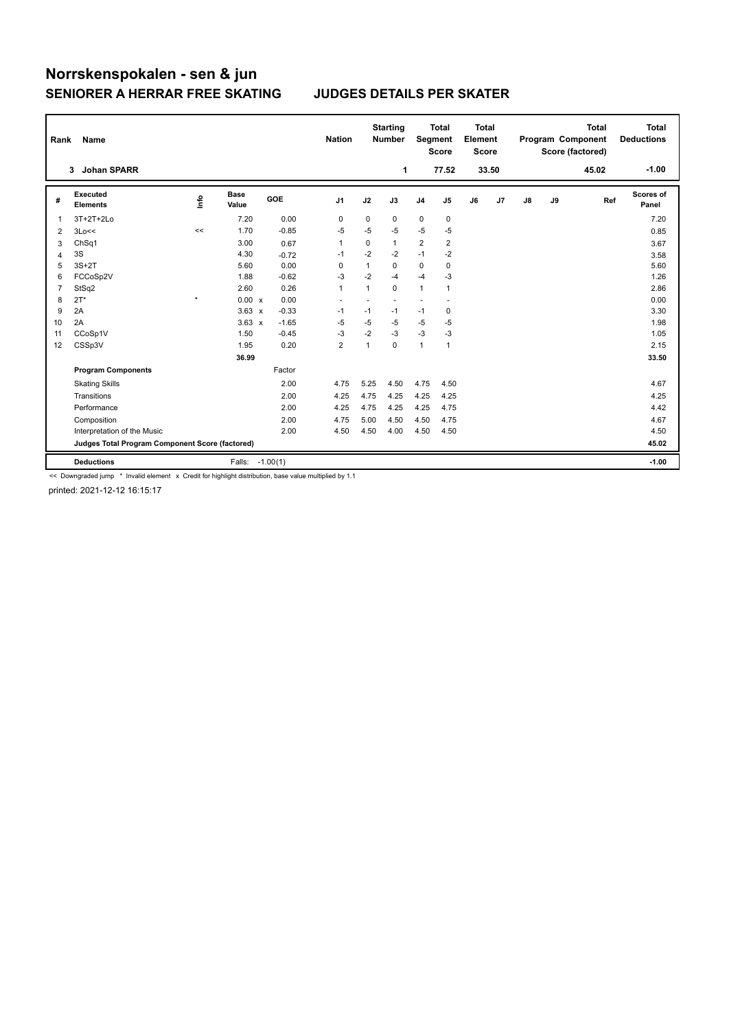# Norrskenspokalen - sen & jun

## SENIORER A HERRAR FREE SKATING　　　JUDGES DETAILS PER SKATER

| Rank | Name | Nation | Starting Number | Total Segment Score | Total Element Score | Total Program Component Score (factored) | Total Deductions |
|---|---|---|---|---|---|---|---|
| 3 | Johan SPARR | | 1 | 77.52 | 33.50 | 45.02 | -1.00 |

| # | Executed Elements | Info | Base Value | | GOE | J1 | J2 | J3 | J4 | J5 | J6 | J7 | J8 | J9 | Ref | Scores of Panel |
|---|---|---|---|---|---|---|---|---|---|---|---|---|---|---|---|---|
| 1 | 3T+2T+2Lo | | 7.20 | | 0.00 | 0 | 0 | 0 | 0 | 0 | | | | | | 7.20 |
| 2 | 3Lo<< | << | 1.70 | | -0.85 | -5 | -5 | -5 | -5 | -5 | | | | | | 0.85 |
| 3 | ChSq1 | | 3.00 | | 0.67 | 1 | 0 | 1 | 2 | 2 | | | | | | 3.67 |
| 4 | 3S | | 4.30 | | -0.72 | -1 | -2 | -2 | -1 | -2 | | | | | | 3.58 |
| 5 | 3S+2T | | 5.60 | | 0.00 | 0 | 1 | 0 | 0 | 0 | | | | | | 5.60 |
| 6 | FCCoSp2V | | 1.88 | | -0.62 | -3 | -2 | -4 | -4 | -3 | | | | | | 1.26 |
| 7 | StSq2 | | 2.60 | | 0.26 | 1 | 1 | 0 | 1 | 1 | | | | | | 2.86 |
| 8 | 2T* | * | 0.00 | x | 0.00 | - | - | - | - | - | | | | | | 0.00 |
| 9 | 2A | | 3.63 | x | -0.33 | -1 | -1 | -1 | -1 | 0 | | | | | | 3.30 |
| 10 | 2A | | 3.63 | x | -1.65 | -5 | -5 | -5 | -5 | -5 | | | | | | 1.98 |
| 11 | CCoSp1V | | 1.50 | | -0.45 | -3 | -2 | -3 | -3 | -3 | | | | | | 1.05 |
| 12 | CSSp3V | | 1.95 | | 0.20 | 2 | 1 | 0 | 1 | 1 | | | | | | 2.15 |
| | | | 36.99 | | | | | | | | | | | | | 33.50 |
| | **Program Components** | | | | Factor | | | | | | | | | | | |
| | Skating Skills | | | | 2.00 | 4.75 | 5.25 | 4.50 | 4.75 | 4.50 | | | | | | 4.67 |
| | Transitions | | | | 2.00 | 4.25 | 4.75 | 4.25 | 4.25 | 4.25 | | | | | | 4.25 |
| | Performance | | | | 2.00 | 4.25 | 4.75 | 4.25 | 4.25 | 4.75 | | | | | | 4.42 |
| | Composition | | | | 2.00 | 4.75 | 5.00 | 4.50 | 4.50 | 4.75 | | | | | | 4.67 |
| | Interpretation of the Music | | | | 2.00 | 4.50 | 4.50 | 4.00 | 4.50 | 4.50 | | | | | | 4.50 |
| | **Judges Total Program Component Score (factored)** | | | | | | | | | | | | | | | 45.02 |
| | **Deductions** | | Falls: | | -1.00(1) | | | | | | | | | | | -1.00 |

<< Downgraded jump * Invalid element x Credit for highlight distribution, base value multiplied by 1.1

printed: 2021-12-12 16:15:17